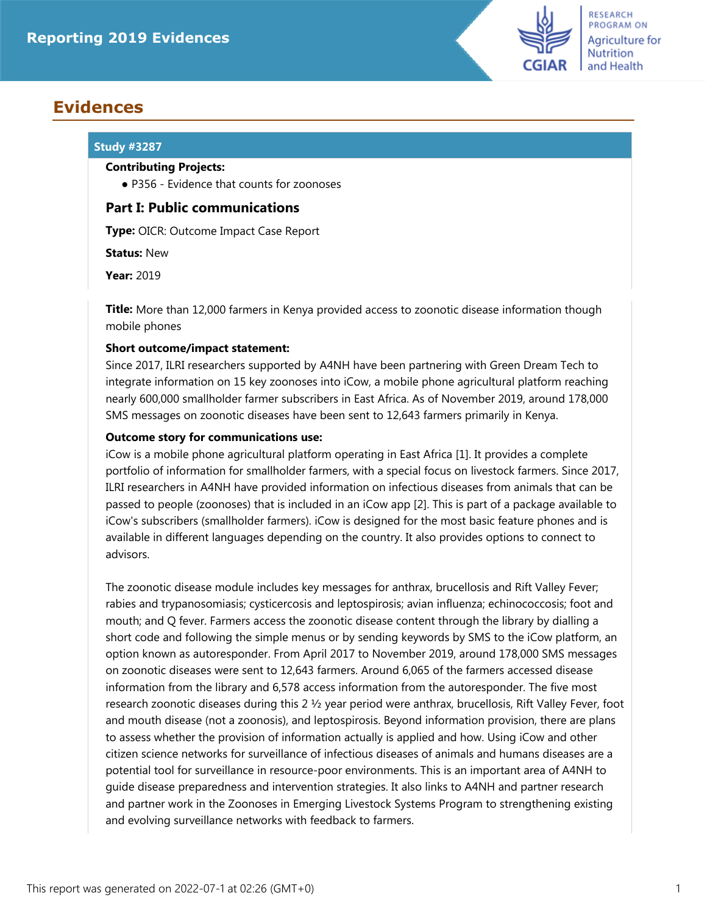# Evidences

## Study #3287

**Contributing Projects:**

- P356 - Evidence that counts for zoonoses

### Part I: Public communications

**Type:** OICR: Outcome Impact Case Report

**Status:** New

**Year:** 2019

**Title:** More than 12,000 farmers in Kenya provided access to zoonotic disease information though mobile phones

**Short outcome/impact statement:**

Since 2017, ILRI researchers supported by A4NH have been partnering with Green Dream Tech to integrate information on 15 key zoonoses into iCow, a mobile phone agricultural platform reaching nearly 600,000 smallholder farmer subscribers in East Africa. As of November 2019, around 178,000 SMS messages on zoonotic diseases have been sent to 12,643 farmers primarily in Kenya.

**Outcome story for communications use:**

iCow is a mobile phone agricultural platform operating in East Africa [1]. It provides a complete portfolio of information for smallholder farmers, with a special focus on livestock farmers. Since 2017, ILRI researchers in A4NH have provided information on infectious diseases from animals that can be passed to people (zoonoses) that is included in an iCow app [2]. This is part of a package available to iCow's subscribers (smallholder farmers). iCow is designed for the most basic feature phones and is available in different languages depending on the country. It also provides options to connect to advisors.

The zoonotic disease module includes key messages for anthrax, brucellosis and Rift Valley Fever; rabies and trypanosomiasis; cysticercosis and leptospirosis; avian influenza; echinococcosis; foot and mouth; and Q fever. Farmers access the zoonotic disease content through the library by dialling a short code and following the simple menus or by sending keywords by SMS to the iCow platform, an option known as autoresponder. From April 2017 to November 2019, around 178,000 SMS messages on zoonotic diseases were sent to 12,643 farmers. Around 6,065 of the farmers accessed disease information from the library and 6,578 access information from the autoresponder. The five most research zoonotic diseases during this 2 ½ year period were anthrax, brucellosis, Rift Valley Fever, foot and mouth disease (not a zoonosis), and leptospirosis. Beyond information provision, there are plans to assess whether the provision of information actually is applied and how. Using iCow and other citizen science networks for surveillance of infectious diseases of animals and humans diseases are a potential tool for surveillance in resource-poor environments. This is an important area of A4NH to guide disease preparedness and intervention strategies. It also links to A4NH and partner research and partner work in the Zoonoses in Emerging Livestock Systems Program to strengthening existing and evolving surveillance networks with feedback to farmers.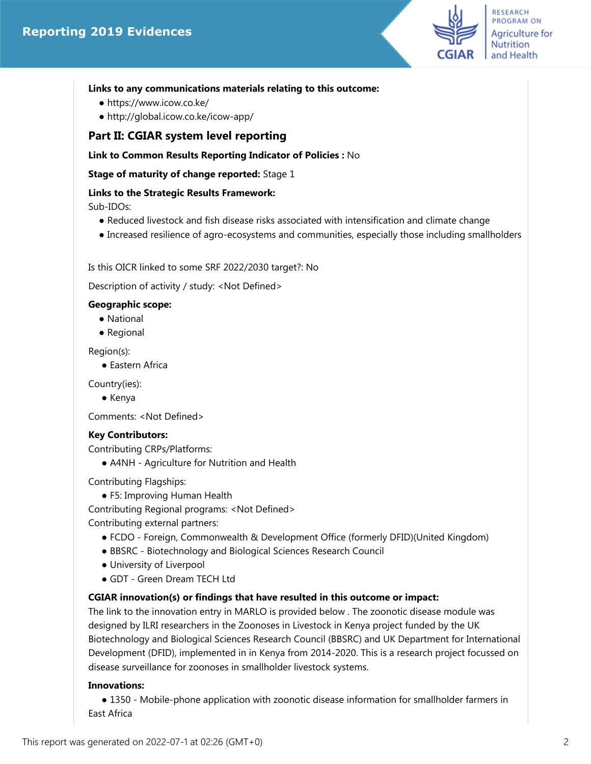**Links to any communications materials relating to this outcome:**

- https://www.icow.co.ke/
- http://global.icow.co.ke/icow-app/

## Part II: CGIAR system level reporting

**Link to Common Results Reporting Indicator of Policies :** No

**Stage of maturity of change reported:** Stage 1

**Links to the Strategic Results Framework:**

Sub-IDOs:

- Reduced livestock and fish disease risks associated with intensification and climate change
- Increased resilience of agro-ecosystems and communities, especially those including smallholders

Is this OICR linked to some SRF 2022/2030 target?: No

Description of activity / study: <Not Defined>

**Geographic scope:**

- National
- Regional

Region(s):

- Eastern Africa

Country(ies):

- Kenya

Comments: <Not Defined>

**Key Contributors:**

Contributing CRPs/Platforms:

- A4NH - Agriculture for Nutrition and Health

Contributing Flagships:

- F5: Improving Human Health

Contributing Regional programs: <Not Defined>

Contributing external partners:

- FCDO - Foreign, Commonwealth & Development Office (formerly DFID)(United Kingdom)
- BBSRC - Biotechnology and Biological Sciences Research Council
- University of Liverpool
- GDT - Green Dream TECH Ltd

**CGIAR innovation(s) or findings that have resulted in this outcome or impact:**

The link to the innovation entry in MARLO is provided below . The zoonotic disease module was designed by ILRI researchers in the Zoonoses in Livestock in Kenya project funded by the UK Biotechnology and Biological Sciences Research Council (BBSRC) and UK Department for International Development (DFID), implemented in in Kenya from 2014-2020. This is a research project focussed on disease surveillance for zoonoses in smallholder livestock systems.

**Innovations:**

- 1350 - Mobile-phone application with zoonotic disease information for smallholder farmers in East Africa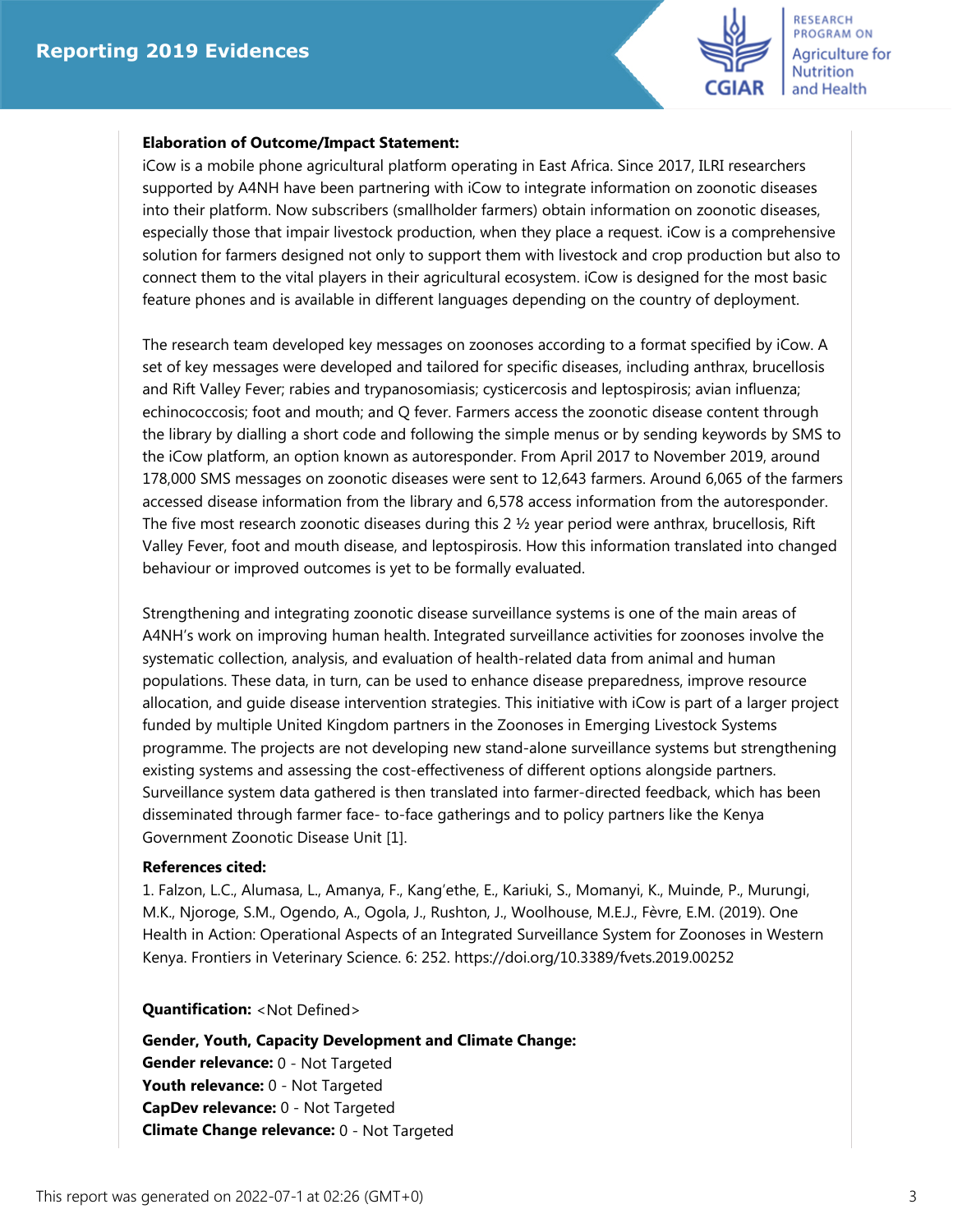**Elaboration of Outcome/Impact Statement:**

iCow is a mobile phone agricultural platform operating in East Africa. Since 2017, ILRI researchers supported by A4NH have been partnering with iCow to integrate information on zoonotic diseases into their platform. Now subscribers (smallholder farmers) obtain information on zoonotic diseases, especially those that impair livestock production, when they place a request. iCow is a comprehensive solution for farmers designed not only to support them with livestock and crop production but also to connect them to the vital players in their agricultural ecosystem. iCow is designed for the most basic feature phones and is available in different languages depending on the country of deployment.

The research team developed key messages on zoonoses according to a format specified by iCow. A set of key messages were developed and tailored for specific diseases, including anthrax, brucellosis and Rift Valley Fever; rabies and trypanosomiasis; cysticercosis and leptospirosis; avian influenza; echinococcosis; foot and mouth; and Q fever. Farmers access the zoonotic disease content through the library by dialling a short code and following the simple menus or by sending keywords by SMS to the iCow platform, an option known as autoresponder. From April 2017 to November 2019, around 178,000 SMS messages on zoonotic diseases were sent to 12,643 farmers. Around 6,065 of the farmers accessed disease information from the library and 6,578 access information from the autoresponder. The five most research zoonotic diseases during this 2 ½ year period were anthrax, brucellosis, Rift Valley Fever, foot and mouth disease, and leptospirosis. How this information translated into changed behaviour or improved outcomes is yet to be formally evaluated.

Strengthening and integrating zoonotic disease surveillance systems is one of the main areas of A4NH's work on improving human health. Integrated surveillance activities for zoonoses involve the systematic collection, analysis, and evaluation of health-related data from animal and human populations. These data, in turn, can be used to enhance disease preparedness, improve resource allocation, and guide disease intervention strategies. This initiative with iCow is part of a larger project funded by multiple United Kingdom partners in the Zoonoses in Emerging Livestock Systems programme. The projects are not developing new stand-alone surveillance systems but strengthening existing systems and assessing the cost-effectiveness of different options alongside partners. Surveillance system data gathered is then translated into farmer-directed feedback, which has been disseminated through farmer face- to-face gatherings and to policy partners like the Kenya Government Zoonotic Disease Unit [1].

**References cited:**

1. Falzon, L.C., Alumasa, L., Amanya, F., Kang'ethe, E., Kariuki, S., Momanyi, K., Muinde, P., Murungi, M.K., Njoroge, S.M., Ogendo, A., Ogola, J., Rushton, J., Woolhouse, M.E.J., Fèvre, E.M. (2019). One Health in Action: Operational Aspects of an Integrated Surveillance System for Zoonoses in Western Kenya. Frontiers in Veterinary Science. 6: 252. https://doi.org/10.3389/fvets.2019.00252

**Quantification:** <Not Defined>

**Gender, Youth, Capacity Development and Climate Change:**
**Gender relevance:** 0 - Not Targeted
**Youth relevance:** 0 - Not Targeted
**CapDev relevance:** 0 - Not Targeted
**Climate Change relevance:** 0 - Not Targeted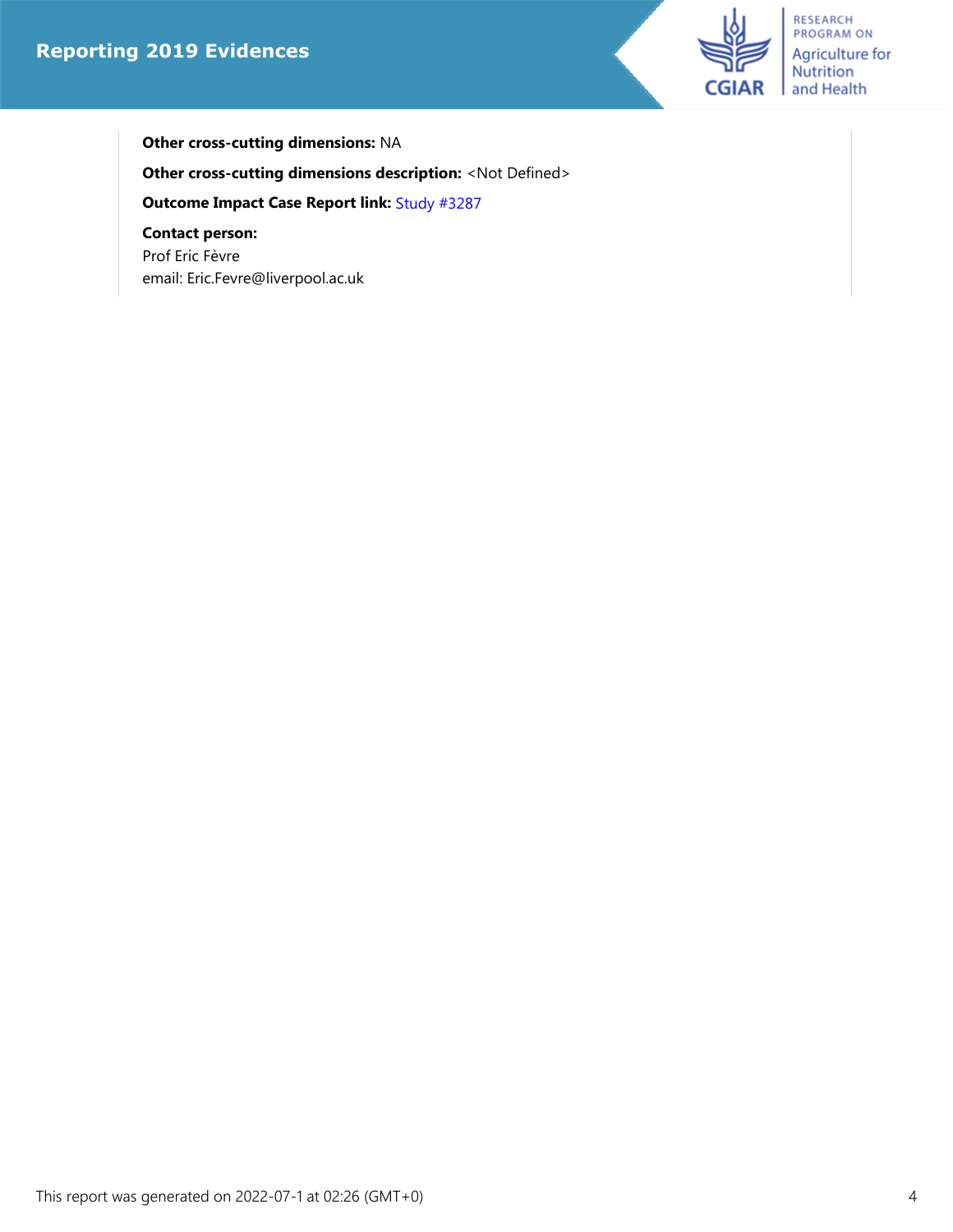**Other cross-cutting dimensions:** NA

**Other cross-cutting dimensions description:** <Not Defined>

**Outcome Impact Case Report link:** Study #3287

**Contact person:**
Prof Eric Fèvre
email: Eric.Fevre@liverpool.ac.uk